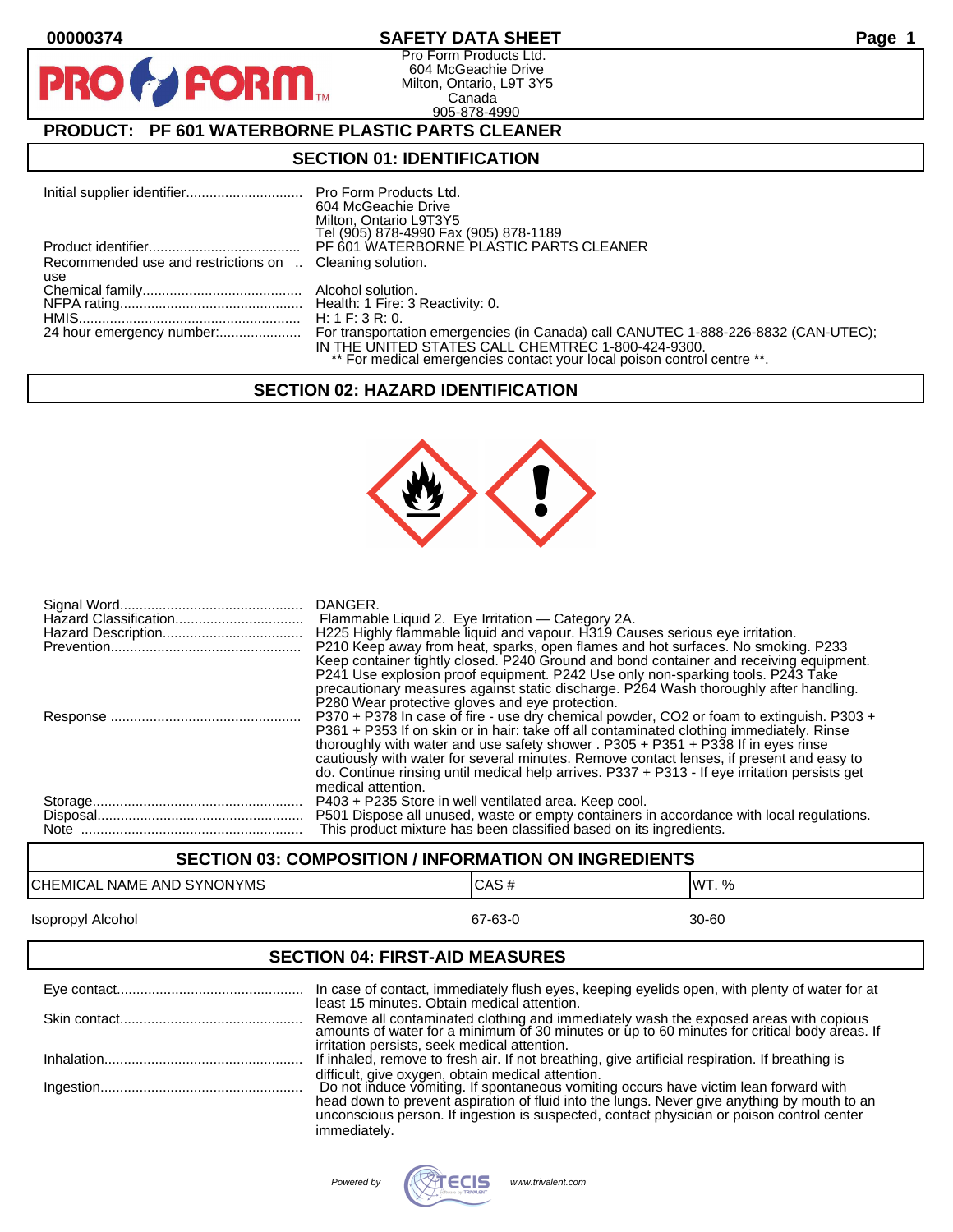# SAFETY DATA SHEET

00000374

Pro Form Products Ltd.
604 McGeachie Drive
Milton, Ontario, L9T 3Y5
Canada
905-878-4990

## PRODUCT: PF 601 WATERBORNE PLASTIC PARTS CLEANER

## SECTION 01: IDENTIFICATION

| | |
|---|---|
| Initial supplier identifier | Pro Form Products Ltd.<br>604 McGeachie Drive<br>Milton, Ontario L9T3Y5<br>Tel (905) 878-4990 Fax (905) 878-1189 |
| Product identifier | PF 601 WATERBORNE PLASTIC PARTS CLEANER |
| Recommended use and restrictions on use | Cleaning solution. |
| Chemical family | Alcohol solution. |
| NFPA rating | Health: 1 Fire: 3 Reactivity: 0. |
| HMIS | H: 1 F: 3 R: 0. |
| 24 hour emergency number: | For transportation emergencies (in Canada) call CANUTEC 1-888-226-8832 (CAN-UTEC); IN THE UNITED STATES CALL CHEMTREC 1-800-424-9300.<br>** For medical emergencies contact your local poison control centre **. |

## SECTION 02: HAZARD IDENTIFICATION

| | |
|---|---|
| Signal Word | DANGER. |
| Hazard Classification | Flammable Liquid 2. Eye Irritation — Category 2A. |
| Hazard Description | H225 Highly flammable liquid and vapour. H319 Causes serious eye irritation. |
| Prevention | P210 Keep away from heat, sparks, open flames and hot surfaces. No smoking. P233 Keep container tightly closed. P240 Ground and bond container and receiving equipment. P241 Use explosion proof equipment. P242 Use only non-sparking tools. P243 Take precautionary measures against static discharge. P264 Wash thoroughly after handling. P280 Wear protective gloves and eye protection. |
| Response | P370 + P378 In case of fire - use dry chemical powder, CO2 or foam to extinguish. P303 + P361 + P353 If on skin or in hair: take off all contaminated clothing immediately. Rinse thoroughly with water and use safety shower . P305 + P351 + P338 If in eyes rinse cautiously with water for several minutes. Remove contact lenses, if present and easy to do. Continue rinsing until medical help arrives. P337 + P313 - If eye irritation persists get medical attention. |
| Storage | P403 + P235 Store in well ventilated area. Keep cool. |
| Disposal | P501 Dispose all unused, waste or empty containers in accordance with local regulations. |
| Note | This product mixture has been classified based on its ingredients. |

## SECTION 03: COMPOSITION / INFORMATION ON INGREDIENTS

| CHEMICAL NAME AND SYNONYMS | CAS # | WT. % |
|---|---|---|
| Isopropyl Alcohol | 67-63-0 | 30-60 |

## SECTION 04: FIRST-AID MEASURES

| | |
|---|---|
| Eye contact | In case of contact, immediately flush eyes, keeping eyelids open, with plenty of water for at least 15 minutes. Obtain medical attention. |
| Skin contact | Remove all contaminated clothing and immediately wash the exposed areas with copious amounts of water for a minimum of 30 minutes or up to 60 minutes for critical body areas. If irritation persists, seek medical attention. |
| Inhalation | If inhaled, remove to fresh air. If not breathing, give artificial respiration. If breathing is difficult, give oxygen, obtain medical attention. |
| Ingestion | Do not induce vomiting. If spontaneous vomiting occurs have victim lean forward with head down to prevent aspiration of fluid into the lungs. Never give anything by mouth to an unconscious person. If ingestion is suspected, contact physician or poison control center immediately. |

Powered by TECIS www.trivalent.com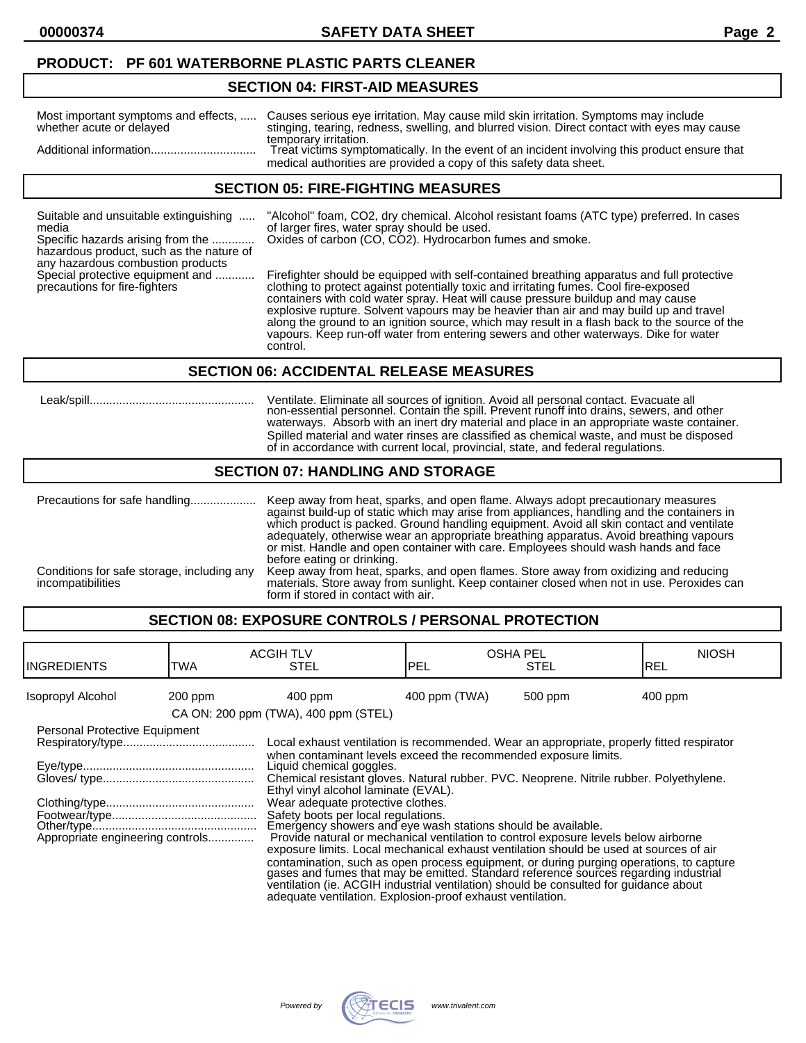**PRODUCT: PF 601 WATERBORNE PLASTIC PARTS CLEANER**

## SECTION 04: FIRST-AID MEASURES

| | |
|---|---|
| Most important symptoms and effects, whether acute or delayed | Causes serious eye irritation. May cause mild skin irritation. Symptoms may include stinging, tearing, redness, swelling, and blurred vision. Direct contact with eyes may cause temporary irritation. |
| Additional information | Treat victims symptomatically. In the event of an incident involving this product ensure that medical authorities are provided a copy of this safety data sheet. |

## SECTION 05: FIRE-FIGHTING MEASURES

| | |
|---|---|
| Suitable and unsuitable extinguishing media | "Alcohol" foam, $CO_2$, dry chemical. Alcohol resistant foams (ATC type) preferred. In cases of larger fires, water spray should be used. |
| Specific hazards arising from the hazardous product, such as the nature of any hazardous combustion products | Oxides of carbon (CO, $CO_2$). Hydrocarbon fumes and smoke. |
| Special protective equipment and precautions for fire-fighters | Firefighter should be equipped with self-contained breathing apparatus and full protective clothing to protect against potentially toxic and irritating fumes. Cool fire-exposed containers with cold water spray. Heat will cause pressure buildup and may cause explosive rupture. Solvent vapours may be heavier than air and may build up and travel along the ground to an ignition source, which may result in a flash back to the source of the vapours. Keep run-off water from entering sewers and other waterways. Dike for water control. |

## SECTION 06: ACCIDENTAL RELEASE MEASURES

| | |
|---|---|
| Leak/spill | Ventilate. Eliminate all sources of ignition. Avoid all personal contact. Evacuate all non-essential personnel. Contain the spill. Prevent runoff into drains, sewers, and other waterways. Absorb with an inert dry material and place in an appropriate waste container. Spilled material and water rinses are classified as chemical waste, and must be disposed of in accordance with current local, provincial, state, and federal regulations. |

## SECTION 07: HANDLING AND STORAGE

| | |
|---|---|
| Precautions for safe handling | Keep away from heat, sparks, and open flame. Always adopt precautionary measures against build-up of static which may arise from appliances, handling and the containers in which product is packed. Ground handling equipment. Avoid all skin contact and ventilate adequately, otherwise wear an appropriate breathing apparatus. Avoid breathing vapours or mist. Handle and open container with care. Employees should wash hands and face before eating or drinking. |
| Conditions for safe storage, including any incompatibilities | Keep away from heat, sparks, and open flames. Store away from oxidizing and reducing materials. Store away from sunlight. Keep container closed when not in use. Peroxides can form if stored in contact with air. |

## SECTION 08: EXPOSURE CONTROLS / PERSONAL PROTECTION

| INGREDIENTS | ACGIH TLV TWA | ACGIH TLV STEL | OSHA PEL PEL | OSHA PEL STEL | NIOSH REL |
|---|---|---|---|---|---|
| Isopropyl Alcohol | 200 ppm | 400 ppm | 400 ppm (TWA) | 500 ppm | 400 ppm |
| | CA ON: 200 ppm (TWA), 400 ppm (STEL) | | | | |

**Personal Protective Equipment**

| | |
|---|---|
| Respiratory/type | Local exhaust ventilation is recommended. Wear an appropriate, properly fitted respirator when contaminant levels exceed the recommended exposure limits. |
| Eye/type | Liquid chemical goggles. |
| Gloves/ type | Chemical resistant gloves. Natural rubber. PVC. Neoprene. Nitrile rubber. Polyethylene. Ethyl vinyl alcohol laminate (EVAL). |
| Clothing/type | Wear adequate protective clothes. |
| Footwear/type | Safety boots per local regulations. |
| Other/type | Emergency showers and eye wash stations should be available. |
| Appropriate engineering controls | Provide natural or mechanical ventilation to control exposure levels below airborne exposure limits. Local mechanical exhaust ventilation should be used at sources of air contamination, such as open process equipment, or during purging operations, to capture gases and fumes that may be emitted. Standard reference sources regarding industrial ventilation (ie. ACGIH industrial ventilation) should be consulted for guidance about adequate ventilation. Explosion-proof exhaust ventilation. |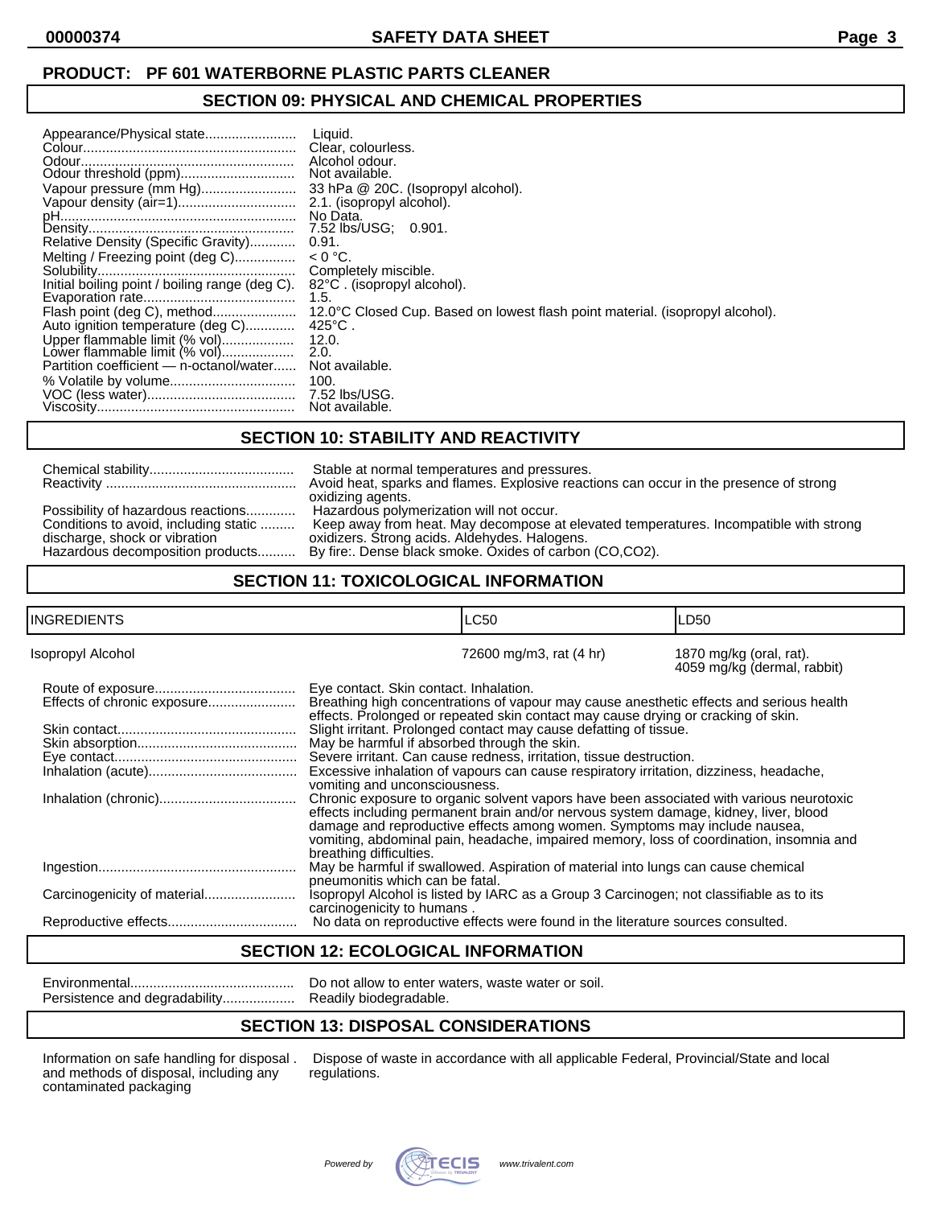**PRODUCT: PF 601 WATERBORNE PLASTIC PARTS CLEANER**

## SECTION 09: PHYSICAL AND CHEMICAL PROPERTIES

| | |
|---|---|
| Appearance/Physical state | Liquid. |
| Colour | Clear, colourless. |
| Odour | Alcohol odour. |
| Odour threshold (ppm) | Not available. |
| Vapour pressure (mm Hg) | 33 hPa @ 20C. (Isopropyl alcohol). |
| Vapour density (air=1) | 2.1. (isopropyl alcohol). |
| pH | No Data. |
| Density | 7.52 lbs/USG; 0.901. |
| Relative Density (Specific Gravity) | 0.91. |
| Melting / Freezing point (deg C) | < 0 °C. |
| Solubility | Completely miscible. |
| Initial boiling point / boiling range (deg C). | 82°C . (isopropyl alcohol). |
| Evaporation rate | 1.5. |
| Flash point (deg C), method | 12.0°C Closed Cup. Based on lowest flash point material. (isopropyl alcohol). |
| Auto ignition temperature (deg C) | 425°C . |
| Upper flammable limit (% vol) | 12.0. |
| Lower flammable limit (% vol) | 2.0. |
| Partition coefficient — n-octanol/water | Not available. |
| % Volatile by volume | 100. |
| VOC (less water) | 7.52 lbs/USG. |
| Viscosity | Not available. |

## SECTION 10: STABILITY AND REACTIVITY

| | |
|---|---|
| Chemical stability | Stable at normal temperatures and pressures. |
| Reactivity | Avoid heat, sparks and flames. Explosive reactions can occur in the presence of strong oxidizing agents. |
| Possibility of hazardous reactions | Hazardous polymerization will not occur. |
| Conditions to avoid, including static discharge, shock or vibration | Keep away from heat. May decompose at elevated temperatures. Incompatible with strong oxidizers. Strong acids. Aldehydes. Halogens. |
| Hazardous decomposition products | By fire:. Dense black smoke. Oxides of carbon (CO,CO2). |

## SECTION 11: TOXICOLOGICAL INFORMATION

| INGREDIENTS | LC50 | LD50 |
|---|---|---|
| Isopropyl Alcohol | 72600 mg/m3, rat (4 hr) | 1870 mg/kg (oral, rat). 4059 mg/kg (dermal, rabbit) |

| | |
|---|---|
| Route of exposure | Eye contact. Skin contact. Inhalation. |
| Effects of chronic exposure | Breathing high concentrations of vapour may cause anesthetic effects and serious health effects. Prolonged or repeated skin contact may cause drying or cracking of skin. |
| Skin contact | Slight irritant. Prolonged contact may cause defatting of tissue. |
| Skin absorption | May be harmful if absorbed through the skin. |
| Eye contact | Severe irritant. Can cause redness, irritation, tissue destruction. |
| Inhalation (acute) | Excessive inhalation of vapours can cause respiratory irritation, dizziness, headache, vomiting and unconsciousness. |
| Inhalation (chronic) | Chronic exposure to organic solvent vapors have been associated with various neurotoxic effects including permanent brain and/or nervous system damage, kidney, liver, blood damage and reproductive effects among women. Symptoms may include nausea, vomiting, abdominal pain, headache, impaired memory, loss of coordination, insomnia and breathing difficulties. |
| Ingestion | May be harmful if swallowed. Aspiration of material into lungs can cause chemical pneumonitis which can be fatal. |
| Carcinogenicity of material | Isopropyl Alcohol is listed by IARC as a Group 3 Carcinogen; not classifiable as to its carcinogenicity to humans . |
| Reproductive effects | No data on reproductive effects were found in the literature sources consulted. |

## SECTION 12: ECOLOGICAL INFORMATION

| | |
|---|---|
| Environmental | Do not allow to enter waters, waste water or soil. |
| Persistence and degradability | Readily biodegradable. |

## SECTION 13: DISPOSAL CONSIDERATIONS

| | |
|---|---|
| Information on safe handling for disposal . and methods of disposal, including any contaminated packaging | Dispose of waste in accordance with all applicable Federal, Provincial/State and local regulations. |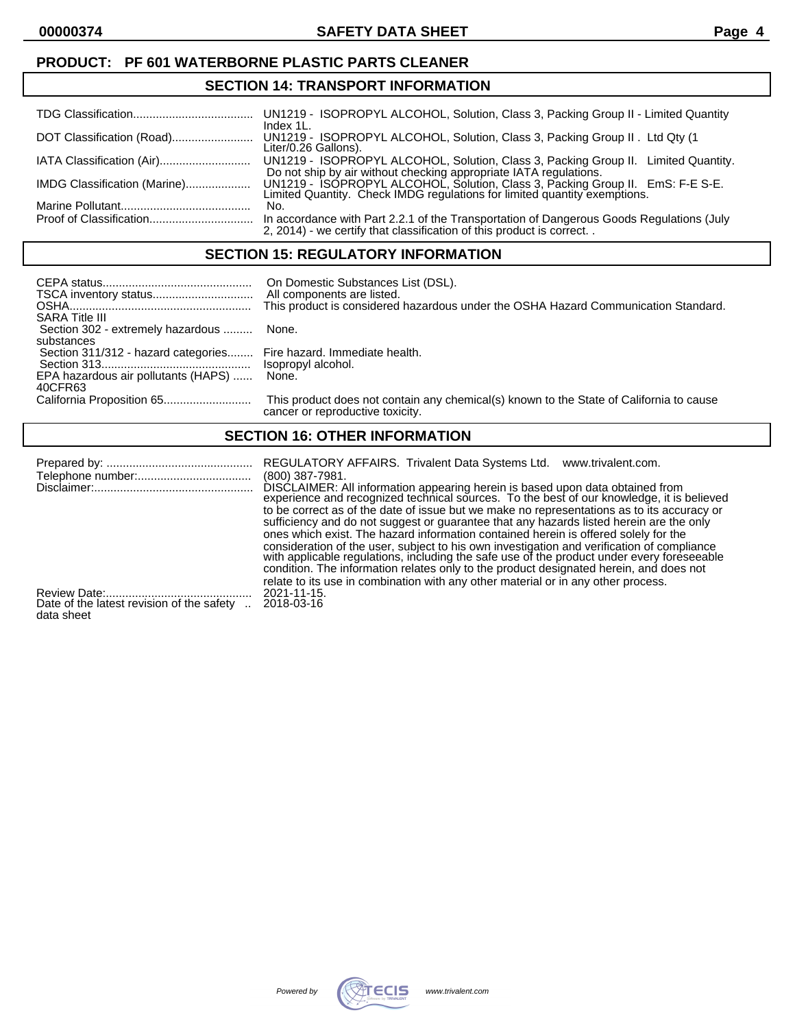**PRODUCT: PF 601 WATERBORNE PLASTIC PARTS CLEANER**

## SECTION 14: TRANSPORT INFORMATION

| | |
|---|---|
| TDG Classification | UN1219 - ISOPROPYL ALCOHOL, Solution, Class 3, Packing Group II - Limited Quantity Index 1L. |
| DOT Classification (Road) | UN1219 - ISOPROPYL ALCOHOL, Solution, Class 3, Packing Group II . Ltd Qty (1 Liter/0.26 Gallons). |
| IATA Classification (Air) | UN1219 - ISOPROPYL ALCOHOL, Solution, Class 3, Packing Group II. Limited Quantity. Do not ship by air without checking appropriate IATA regulations. |
| IMDG Classification (Marine) | UN1219 - ISOPROPYL ALCOHOL, Solution, Class 3, Packing Group II. EmS: F-E S-E. Limited Quantity. Check IMDG regulations for limited quantity exemptions. |
| Marine Pollutant | No. |
| Proof of Classification | In accordance with Part 2.2.1 of the Transportation of Dangerous Goods Regulations (July 2, 2014) - we certify that classification of this product is correct. . |

## SECTION 15: REGULATORY INFORMATION

| | |
|---|---|
| CEPA status | On Domestic Substances List (DSL). |
| TSCA inventory status | All components are listed. |
| OSHA | This product is considered hazardous under the OSHA Hazard Communication Standard. |
| SARA Title III | |
| Section 302 - extremely hazardous substances | None. |
| Section 311/312 - hazard categories | Fire hazard. Immediate health. |
| Section 313 | Isopropyl alcohol. |
| EPA hazardous air pollutants (HAPS) 40CFR63 | None. |
| California Proposition 65 | This product does not contain any chemical(s) known to the State of California to cause cancer or reproductive toxicity. |

## SECTION 16: OTHER INFORMATION

| | |
|---|---|
| Prepared by: | REGULATORY AFFAIRS. Trivalent Data Systems Ltd. www.trivalent.com. |
| Telephone number: | (800) 387-7981. |
| Disclaimer: | DISCLAIMER: All information appearing herein is based upon data obtained from experience and recognized technical sources. To the best of our knowledge, it is believed to be correct as of the date of issue but we make no representations as to its accuracy or sufficiency and do not suggest or guarantee that any hazards listed herein are the only ones which exist. The hazard information contained herein is offered solely for the consideration of the user, subject to his own investigation and verification of compliance with applicable regulations, including the safe use of the product under every foreseeable condition. The information relates only to the product designated herein, and does not relate to its use in combination with any other material or in any other process. |
| Review Date: | 2021-11-15. |
| Date of the latest revision of the safety data sheet | 2018-03-16 |